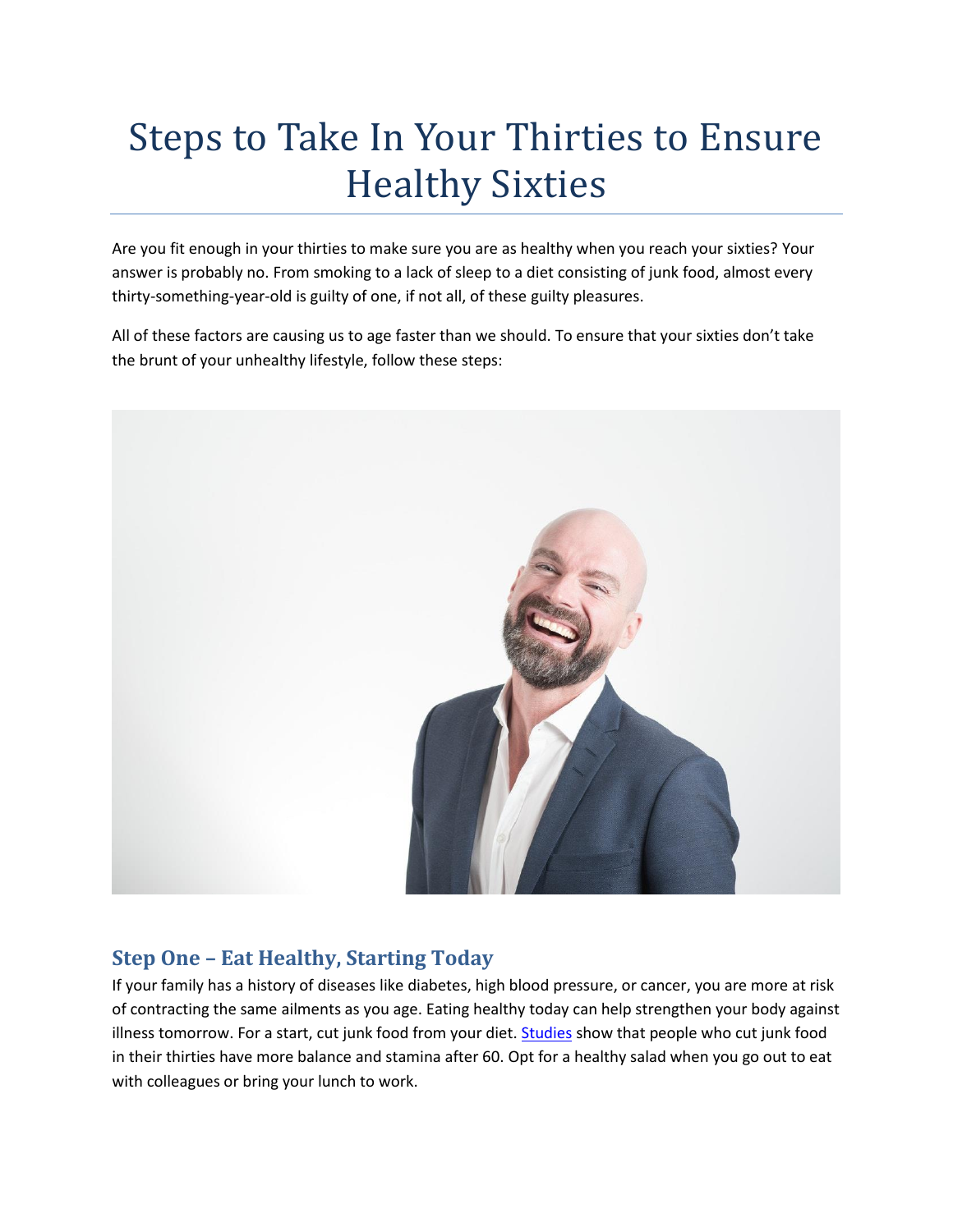# Steps to Take In Your Thirties to Ensure Healthy Sixties

Are you fit enough in your thirties to make sure you are as healthy when you reach your sixties? Your answer is probably no. From smoking to a lack of sleep to a diet consisting of junk food, almost every thirty-something-year-old is guilty of one, if not all, of these guilty pleasures.

All of these factors are causing us to age faster than we should. To ensure that your sixties don't take the brunt of your unhealthy lifestyle, follow these steps:

## Step One – Eat Healthy, Starting Today

If your family has a history of diseases like diabetes, high blood pressure, or cancer, you are more at risk of contracting the same ailments as you age. Eating healthy today can help strengthen your body against illness tomorrow. For a start, cut junk food from your diet. Studies show that people who cut junk food in their thirties have more balance and stamina after 60. Opt for a healthy salad when you go out to eat with colleagues or bring your lunch to work.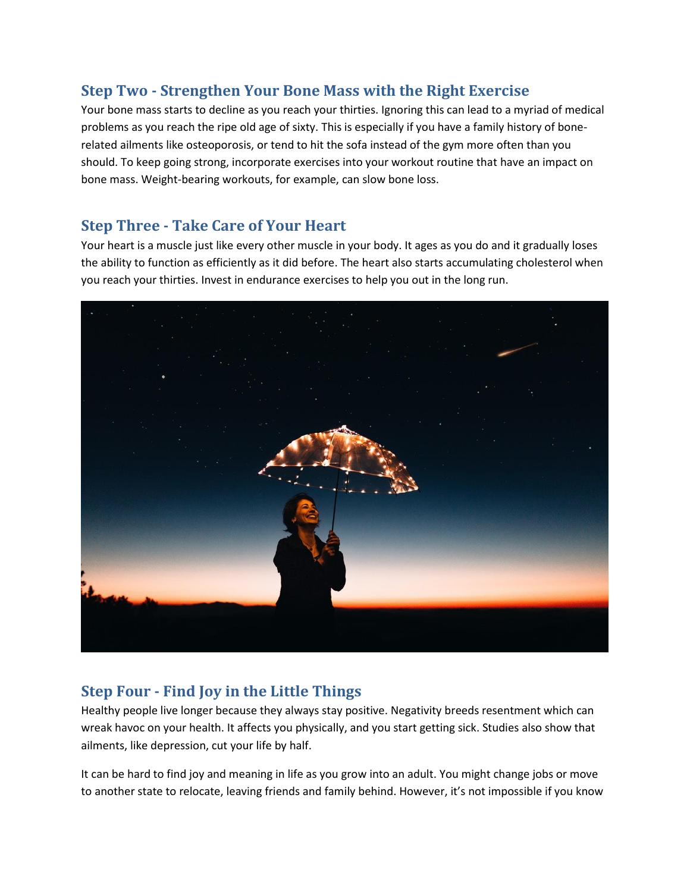## Step Two - Strengthen Your Bone Mass with the Right Exercise

Your bone mass starts to decline as you reach your thirties. Ignoring this can lead to a myriad of medical problems as you reach the ripe old age of sixty. This is especially if you have a family history of bone-related ailments like osteoporosis, or tend to hit the sofa instead of the gym more often than you should. To keep going strong, incorporate exercises into your workout routine that have an impact on bone mass. Weight-bearing workouts, for example, can slow bone loss.

## Step Three - Take Care of Your Heart

Your heart is a muscle just like every other muscle in your body. It ages as you do and it gradually loses the ability to function as efficiently as it did before. The heart also starts accumulating cholesterol when you reach your thirties. Invest in endurance exercises to help you out in the long run.

## Step Four - Find Joy in the Little Things

Healthy people live longer because they always stay positive. Negativity breeds resentment which can wreak havoc on your health. It affects you physically, and you start getting sick. Studies also show that ailments, like depression, cut your life by half.

It can be hard to find joy and meaning in life as you grow into an adult. You might change jobs or move to another state to relocate, leaving friends and family behind. However, it's not impossible if you know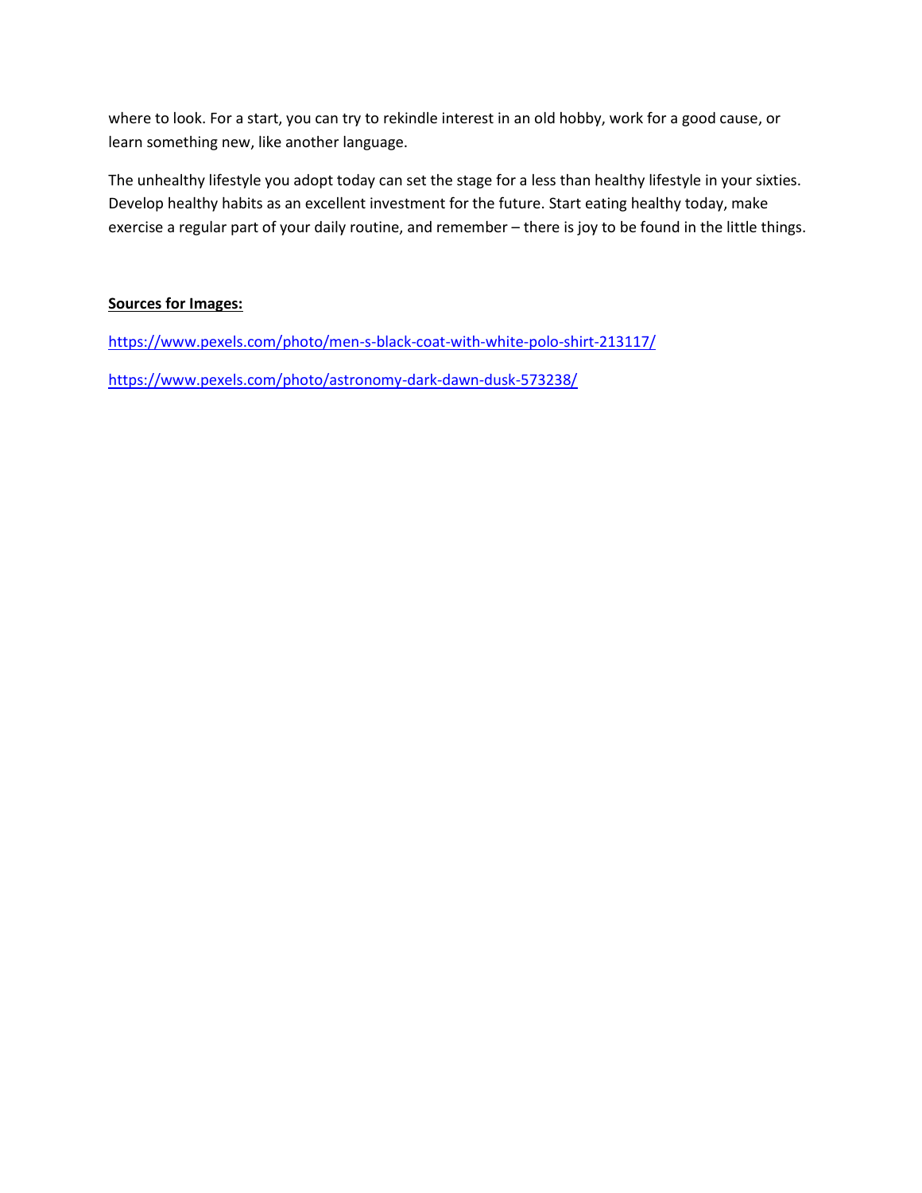where to look. For a start, you can try to rekindle interest in an old hobby, work for a good cause, or learn something new, like another language.

The unhealthy lifestyle you adopt today can set the stage for a less than healthy lifestyle in your sixties. Develop healthy habits as an excellent investment for the future. Start eating healthy today, make exercise a regular part of your daily routine, and remember – there is joy to be found in the little things.

**Sources for Images:**

https://www.pexels.com/photo/men-s-black-coat-with-white-polo-shirt-213117/

https://www.pexels.com/photo/astronomy-dark-dawn-dusk-573238/